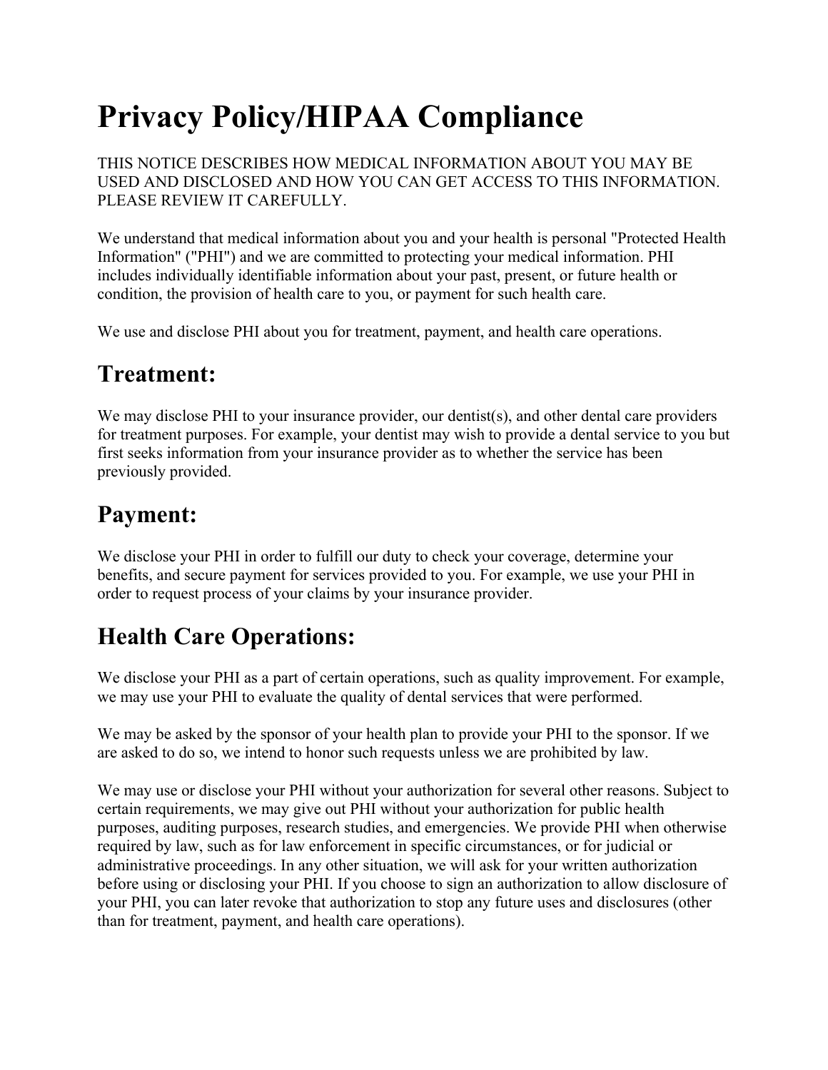# Privacy Policy/HIPAA Compliance

THIS NOTICE DESCRIBES HOW MEDICAL INFORMATION ABOUT YOU MAY BE USED AND DISCLOSED AND HOW YOU CAN GET ACCESS TO THIS INFORMATION. PLEASE REVIEW IT CAREFULLY.

We understand that medical information about you and your health is personal "Protected Health Information" ("PHI") and we are committed to protecting your medical information. PHI includes individually identifiable information about your past, present, or future health or condition, the provision of health care to you, or payment for such health care.

We use and disclose PHI about you for treatment, payment, and health care operations.

## Treatment:

We may disclose PHI to your insurance provider, our dentist(s), and other dental care providers for treatment purposes. For example, your dentist may wish to provide a dental service to you but first seeks information from your insurance provider as to whether the service has been previously provided.

## Payment:

We disclose your PHI in order to fulfill our duty to check your coverage, determine your benefits, and secure payment for services provided to you. For example, we use your PHI in order to request process of your claims by your insurance provider.

## Health Care Operations:

We disclose your PHI as a part of certain operations, such as quality improvement. For example, we may use your PHI to evaluate the quality of dental services that were performed.

We may be asked by the sponsor of your health plan to provide your PHI to the sponsor. If we are asked to do so, we intend to honor such requests unless we are prohibited by law.

We may use or disclose your PHI without your authorization for several other reasons. Subject to certain requirements, we may give out PHI without your authorization for public health purposes, auditing purposes, research studies, and emergencies. We provide PHI when otherwise required by law, such as for law enforcement in specific circumstances, or for judicial or administrative proceedings. In any other situation, we will ask for your written authorization before using or disclosing your PHI. If you choose to sign an authorization to allow disclosure of your PHI, you can later revoke that authorization to stop any future uses and disclosures (other than for treatment, payment, and health care operations).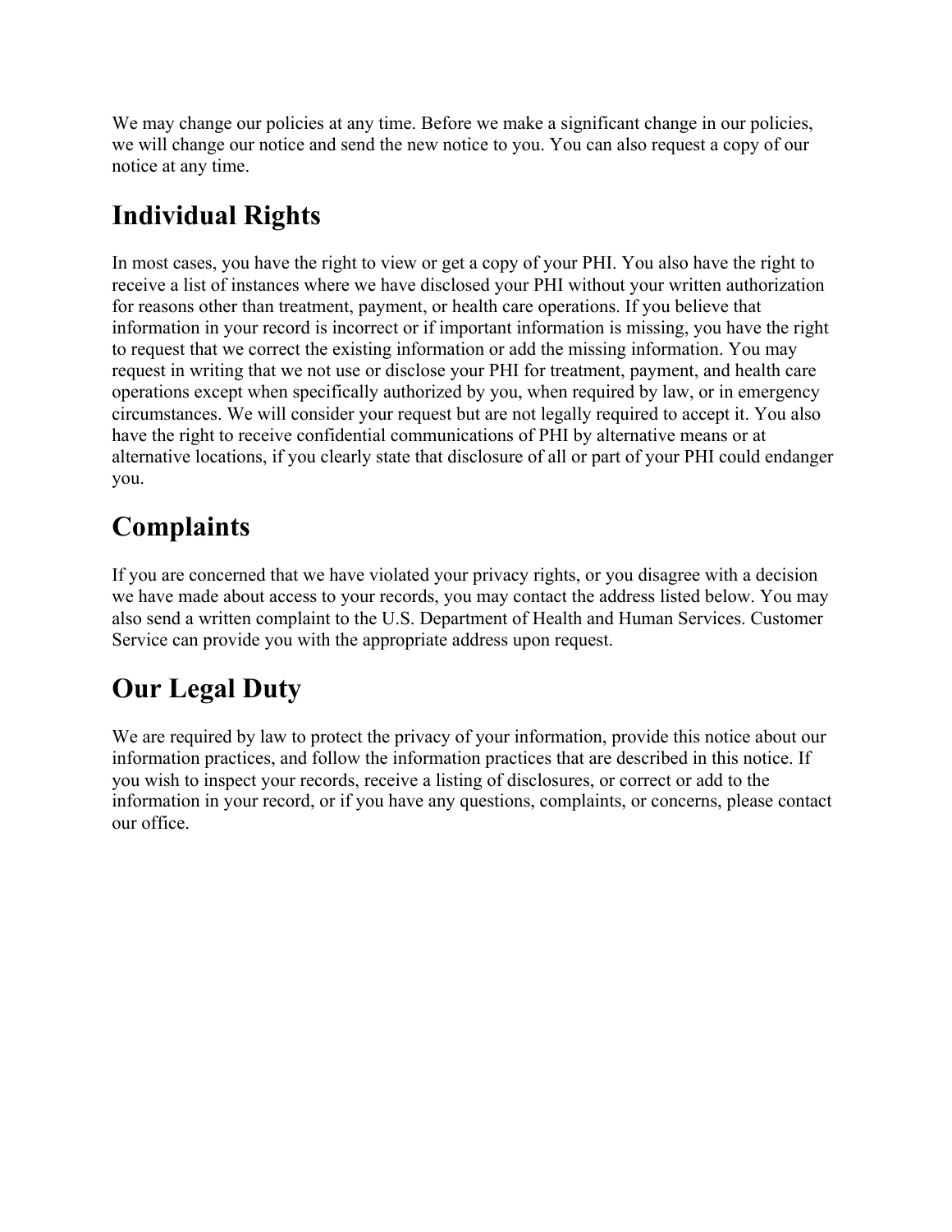We may change our policies at any time. Before we make a significant change in our policies, we will change our notice and send the new notice to you. You can also request a copy of our notice at any time.

## Individual Rights

In most cases, you have the right to view or get a copy of your PHI. You also have the right to receive a list of instances where we have disclosed your PHI without your written authorization for reasons other than treatment, payment, or health care operations. If you believe that information in your record is incorrect or if important information is missing, you have the right to request that we correct the existing information or add the missing information. You may request in writing that we not use or disclose your PHI for treatment, payment, and health care operations except when specifically authorized by you, when required by law, or in emergency circumstances. We will consider your request but are not legally required to accept it. You also have the right to receive confidential communications of PHI by alternative means or at alternative locations, if you clearly state that disclosure of all or part of your PHI could endanger you.

## Complaints

If you are concerned that we have violated your privacy rights, or you disagree with a decision we have made about access to your records, you may contact the address listed below. You may also send a written complaint to the U.S. Department of Health and Human Services. Customer Service can provide you with the appropriate address upon request.

## Our Legal Duty

We are required by law to protect the privacy of your information, provide this notice about our information practices, and follow the information practices that are described in this notice. If you wish to inspect your records, receive a listing of disclosures, or correct or add to the information in your record, or if you have any questions, complaints, or concerns, please contact our office.